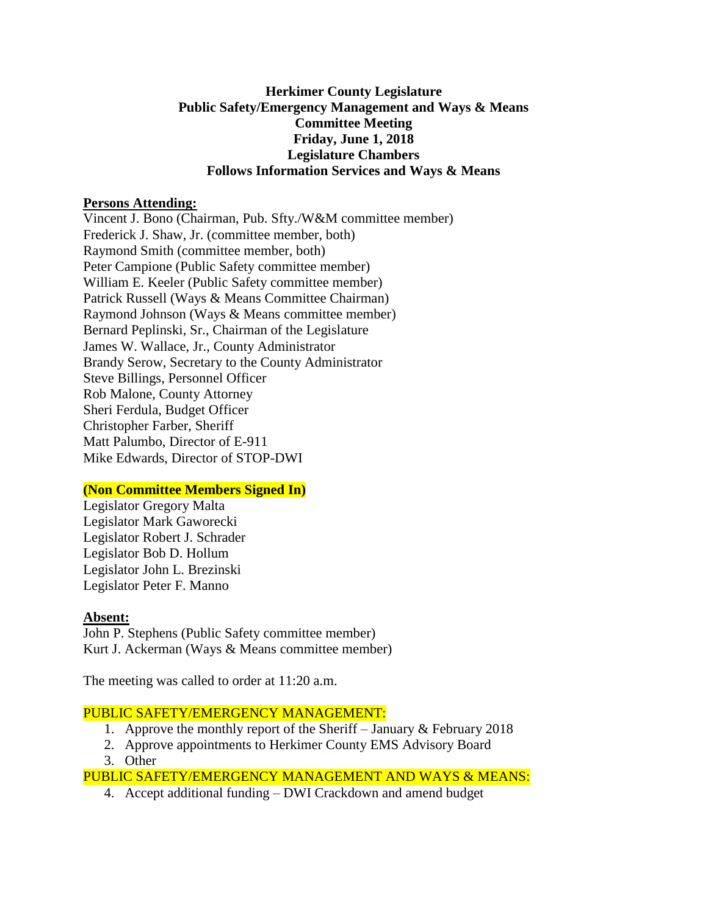**Herkimer County Legislature**
**Public Safety/Emergency Management and Ways & Means**
**Committee Meeting**
**Friday, June 1, 2018**
**Legislature Chambers**
**Follows Information Services and Ways & Means**

**Persons Attending:**

Vincent J. Bono (Chairman, Pub. Sfty./W&M committee member)
Frederick J. Shaw, Jr. (committee member, both)
Raymond Smith (committee member, both)
Peter Campione (Public Safety committee member)
William E. Keeler (Public Safety committee member)
Patrick Russell (Ways & Means Committee Chairman)
Raymond Johnson (Ways & Means committee member)
Bernard Peplinski, Sr., Chairman of the Legislature
James W. Wallace, Jr., County Administrator
Brandy Serow, Secretary to the County Administrator
Steve Billings, Personnel Officer
Rob Malone, County Attorney
Sheri Ferdula, Budget Officer
Christopher Farber, Sheriff
Matt Palumbo, Director of E-911
Mike Edwards, Director of STOP-DWI

**(Non Committee Members Signed In)**

Legislator Gregory Malta
Legislator Mark Gaworecki
Legislator Robert J. Schrader
Legislator Bob D. Hollum
Legislator John L. Brezinski
Legislator Peter F. Manno

**Absent:**

John P. Stephens (Public Safety committee member)
Kurt J. Ackerman (Ways & Means committee member)

The meeting was called to order at 11:20 a.m.

PUBLIC SAFETY/EMERGENCY MANAGEMENT:

1. Approve the monthly report of the Sheriff – January & February 2018
2. Approve appointments to Herkimer County EMS Advisory Board
3. Other

PUBLIC SAFETY/EMERGENCY MANAGEMENT AND WAYS & MEANS:

4. Accept additional funding – DWI Crackdown and amend budget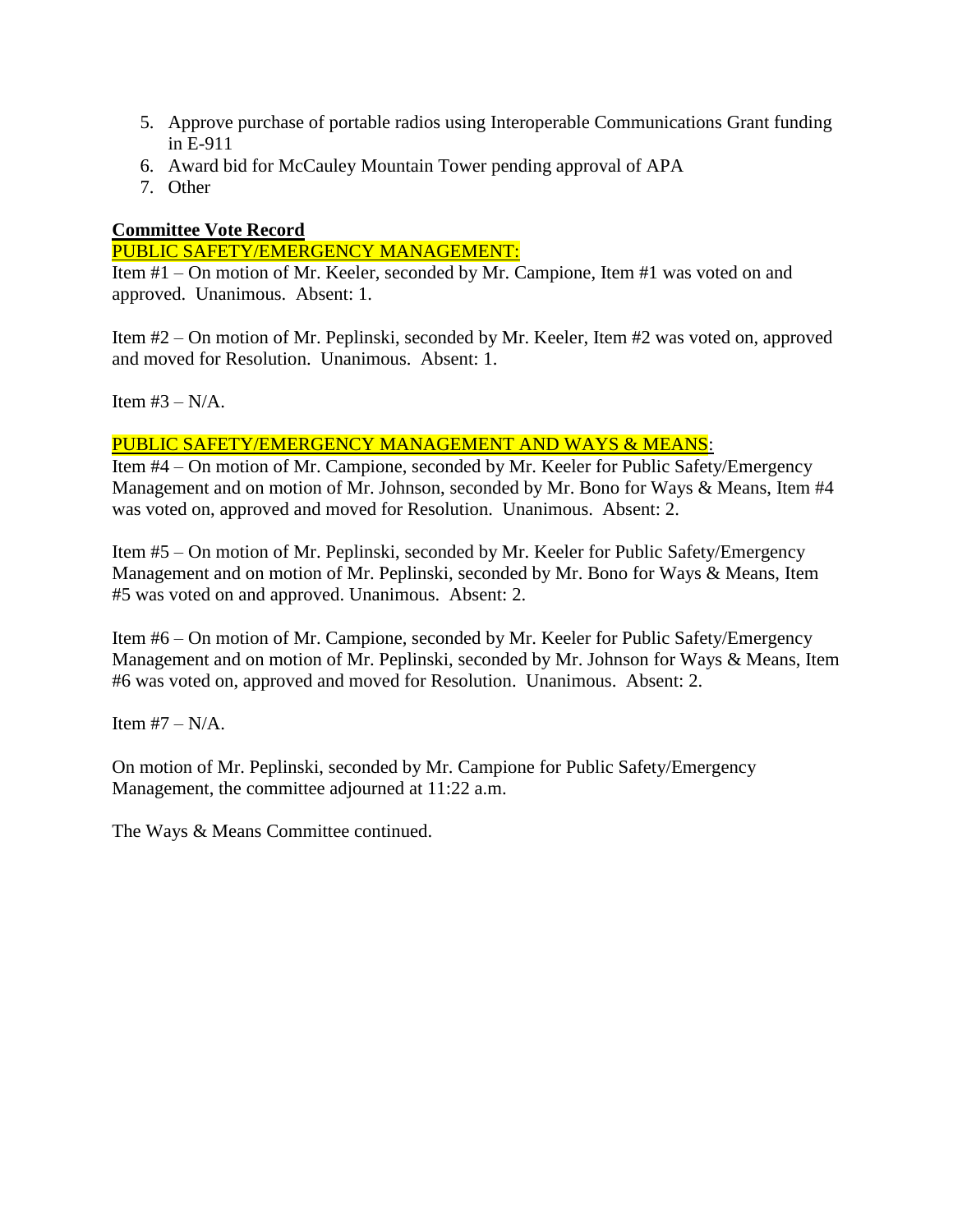5. Approve purchase of portable radios using Interoperable Communications Grant funding in E-911
6. Award bid for McCauley Mountain Tower pending approval of APA
7. Other

**Committee Vote Record**

PUBLIC SAFETY/EMERGENCY MANAGEMENT:

Item #1 – On motion of Mr. Keeler, seconded by Mr. Campione, Item #1 was voted on and approved. Unanimous. Absent: 1.

Item #2 – On motion of Mr. Peplinski, seconded by Mr. Keeler, Item #2 was voted on, approved and moved for Resolution. Unanimous. Absent: 1.

Item #3 – N/A.

PUBLIC SAFETY/EMERGENCY MANAGEMENT AND WAYS & MEANS:

Item #4 – On motion of Mr. Campione, seconded by Mr. Keeler for Public Safety/Emergency Management and on motion of Mr. Johnson, seconded by Mr. Bono for Ways & Means, Item #4 was voted on, approved and moved for Resolution. Unanimous. Absent: 2.

Item #5 – On motion of Mr. Peplinski, seconded by Mr. Keeler for Public Safety/Emergency Management and on motion of Mr. Peplinski, seconded by Mr. Bono for Ways & Means, Item #5 was voted on and approved. Unanimous. Absent: 2.

Item #6 – On motion of Mr. Campione, seconded by Mr. Keeler for Public Safety/Emergency Management and on motion of Mr. Peplinski, seconded by Mr. Johnson for Ways & Means, Item #6 was voted on, approved and moved for Resolution. Unanimous. Absent: 2.

Item #7 – N/A.

On motion of Mr. Peplinski, seconded by Mr. Campione for Public Safety/Emergency Management, the committee adjourned at 11:22 a.m.

The Ways & Means Committee continued.